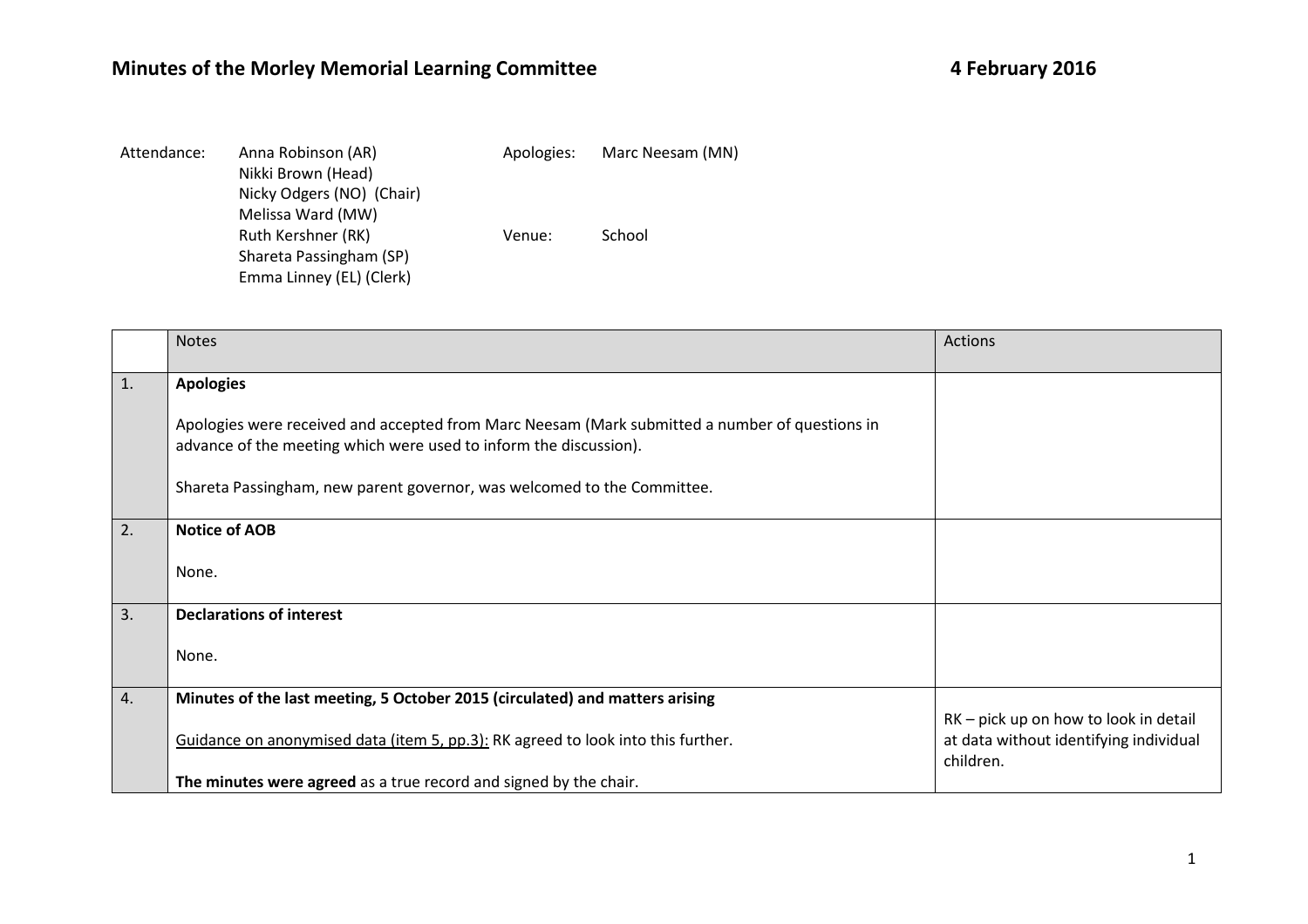# Minutes of the Morley Memorial Learning Committee

**4 February 2016**

Attendance: Anna Robinson (AR)
Nikki Brown (Head)
Nicky Odgers (NO) (Chair)
Melissa Ward (MW)
Ruth Kershner (RK)
Shareta Passingham (SP)
Emma Linney (EL) (Clerk)

Apologies: Marc Neesam (MN)

Venue: School

| | Notes | Actions |
|---|---|---|
| 1. | **Apologies**<br><br>Apologies were received and accepted from Marc Neesam (Mark submitted a number of questions in advance of the meeting which were used to inform the discussion).<br><br>Shareta Passingham, new parent governor, was welcomed to the Committee. | |
| 2. | **Notice of AOB**<br><br>None. | |
| 3. | **Declarations of interest**<br><br>None. | |
| 4. | **Minutes of the last meeting, 5 October 2015 (circulated) and matters arising**<br><br><u>Guidance on anonymised data (item 5, pp.3):</u> RK agreed to look into this further.<br><br>**The minutes were agreed** as a true record and signed by the chair. | RK – pick up on how to look in detail at data without identifying individual children. |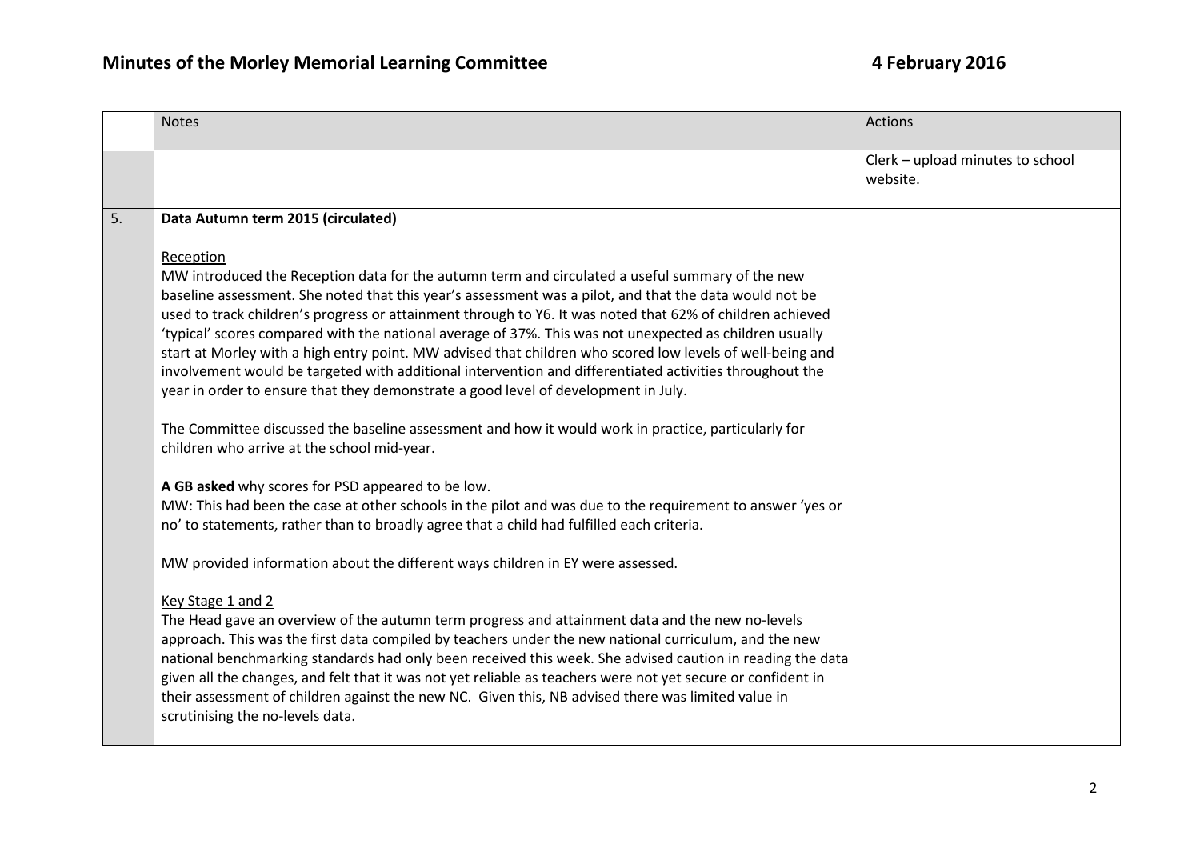| | Notes | Actions |
|---|---|---|
| | | Clerk – upload minutes to school website. |
| 5. | **Data Autumn term 2015 (circulated)**<br><br>Reception<br>MW introduced the Reception data for the autumn term and circulated a useful summary of the new baseline assessment. She noted that this year's assessment was a pilot, and that the data would not be used to track children's progress or attainment through to Y6. It was noted that 62% of children achieved 'typical' scores compared with the national average of 37%. This was not unexpected as children usually start at Morley with a high entry point. MW advised that children who scored low levels of well-being and involvement would be targeted with additional intervention and differentiated activities throughout the year in order to ensure that they demonstrate a good level of development in July.<br><br>The Committee discussed the baseline assessment and how it would work in practice, particularly for children who arrive at the school mid-year.<br><br>**A GB asked** why scores for PSD appeared to be low.<br>MW: This had been the case at other schools in the pilot and was due to the requirement to answer 'yes or no' to statements, rather than to broadly agree that a child had fulfilled each criteria.<br><br>MW provided information about the different ways children in EY were assessed.<br><br>Key Stage 1 and 2<br>The Head gave an overview of the autumn term progress and attainment data and the new no-levels approach. This was the first data compiled by teachers under the new national curriculum, and the new national benchmarking standards had only been received this week. She advised caution in reading the data given all the changes, and felt that it was not yet reliable as teachers were not yet secure or confident in their assessment of children against the new NC. Given this, NB advised there was limited value in scrutinising the no-levels data. | |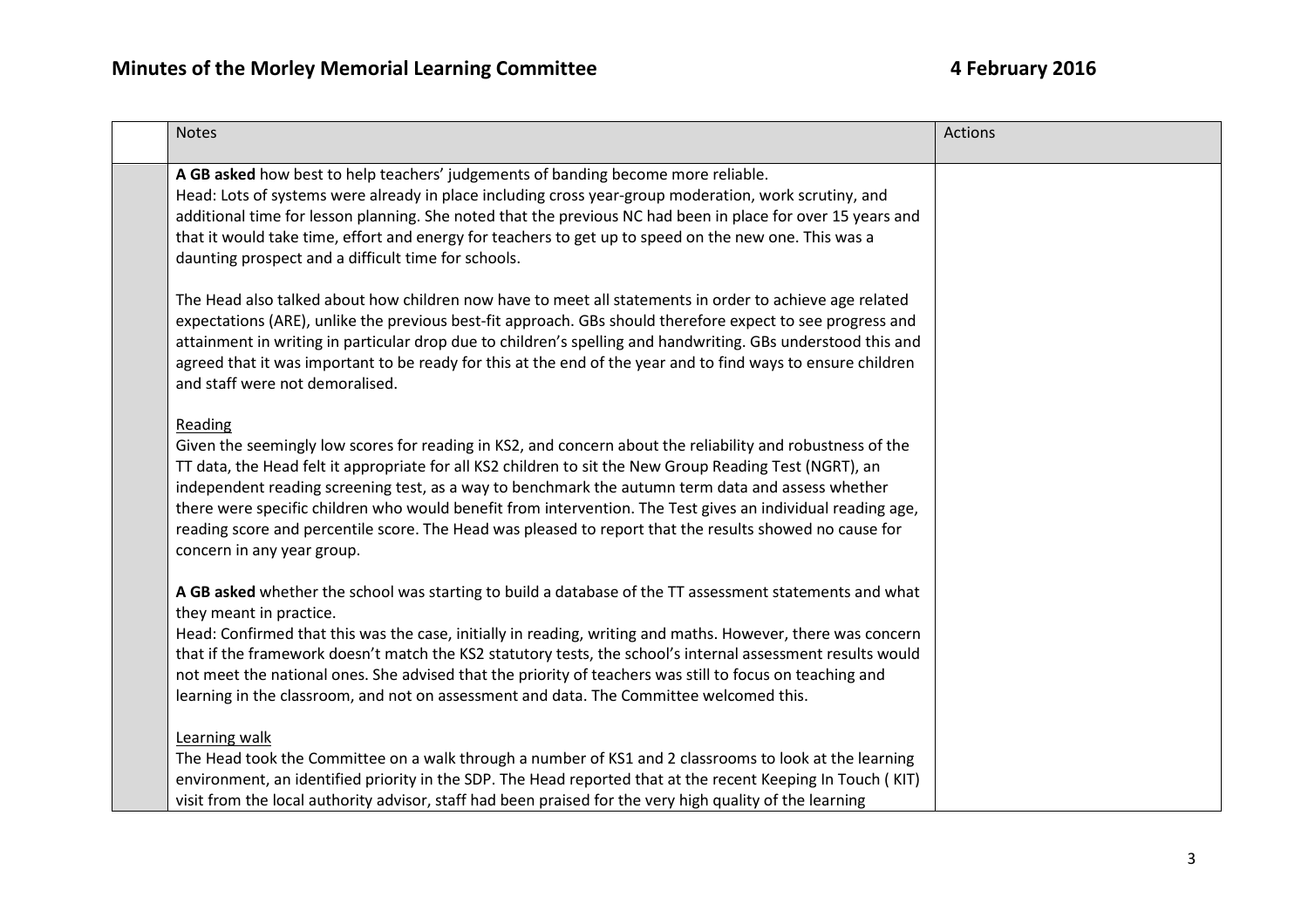| | Notes | Actions |
|---|---|---|
| | **A GB asked** how best to help teachers' judgements of banding become more reliable.<br>Head: Lots of systems were already in place including cross year-group moderation, work scrutiny, and additional time for lesson planning. She noted that the previous NC had been in place for over 15 years and that it would take time, effort and energy for teachers to get up to speed on the new one. This was a daunting prospect and a difficult time for schools.<br><br>The Head also talked about how children now have to meet all statements in order to achieve age related expectations (ARE), unlike the previous best-fit approach. GBs should therefore expect to see progress and attainment in writing in particular drop due to children's spelling and handwriting. GBs understood this and agreed that it was important to be ready for this at the end of the year and to find ways to ensure children and staff were not demoralised.<br><br><u>Reading</u><br>Given the seemingly low scores for reading in KS2, and concern about the reliability and robustness of the TT data, the Head felt it appropriate for all KS2 children to sit the New Group Reading Test (NGRT), an independent reading screening test, as a way to benchmark the autumn term data and assess whether there were specific children who would benefit from intervention. The Test gives an individual reading age, reading score and percentile score. The Head was pleased to report that the results showed no cause for concern in any year group.<br><br>**A GB asked** whether the school was starting to build a database of the TT assessment statements and what they meant in practice.<br>Head: Confirmed that this was the case, initially in reading, writing and maths. However, there was concern that if the framework doesn't match the KS2 statutory tests, the school's internal assessment results would not meet the national ones. She advised that the priority of teachers was still to focus on teaching and learning in the classroom, and not on assessment and data. The Committee welcomed this.<br><br><u>Learning walk</u><br>The Head took the Committee on a walk through a number of KS1 and 2 classrooms to look at the learning environment, an identified priority in the SDP. The Head reported that at the recent Keeping In Touch ( KIT) visit from the local authority advisor, staff had been praised for the very high quality of the learning | |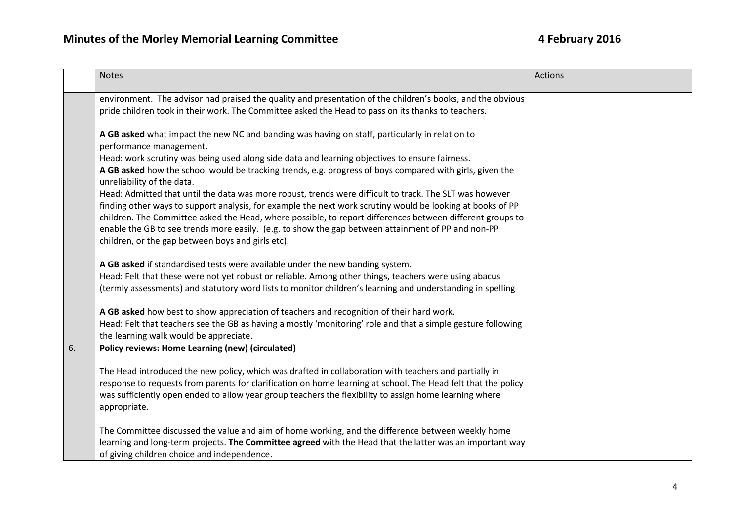# Minutes of the Morley Memorial Learning Committee — 4 February 2016

| | Notes | Actions |
|---|---|---|
| | environment. The advisor had praised the quality and presentation of the children's books, and the obvious pride children took in their work. The Committee asked the Head to pass on its thanks to teachers.<br><br>**A GB asked** what impact the new NC and banding was having on staff, particularly in relation to performance management.<br>Head: work scrutiny was being used along side data and learning objectives to ensure fairness.<br>**A GB asked** how the school would be tracking trends, e.g. progress of boys compared with girls, given the unreliability of the data.<br>Head: Admitted that until the data was more robust, trends were difficult to track. The SLT was however finding other ways to support analysis, for example the next work scrutiny would be looking at books of PP children. The Committee asked the Head, where possible, to report differences between different groups to enable the GB to see trends more easily. (e.g. to show the gap between attainment of PP and non-PP children, or the gap between boys and girls etc).<br><br>**A GB asked** if standardised tests were available under the new banding system.<br>Head: Felt that these were not yet robust or reliable. Among other things, teachers were using abacus (termly assessments) and statutory word lists to monitor children's learning and understanding in spelling<br><br>**A GB asked** how best to show appreciation of teachers and recognition of their hard work.<br>Head: Felt that teachers see the GB as having a mostly 'monitoring' role and that a simple gesture following the learning walk would be appreciate. | |
| 6. | **Policy reviews: Home Learning (new) (circulated)**<br><br>The Head introduced the new policy, which was drafted in collaboration with teachers and partially in response to requests from parents for clarification on home learning at school. The Head felt that the policy was sufficiently open ended to allow year group teachers the flexibility to assign home learning where appropriate.<br><br>The Committee discussed the value and aim of home working, and the difference between weekly home learning and long-term projects. **The Committee agreed** with the Head that the latter was an important way of giving children choice and independence. | |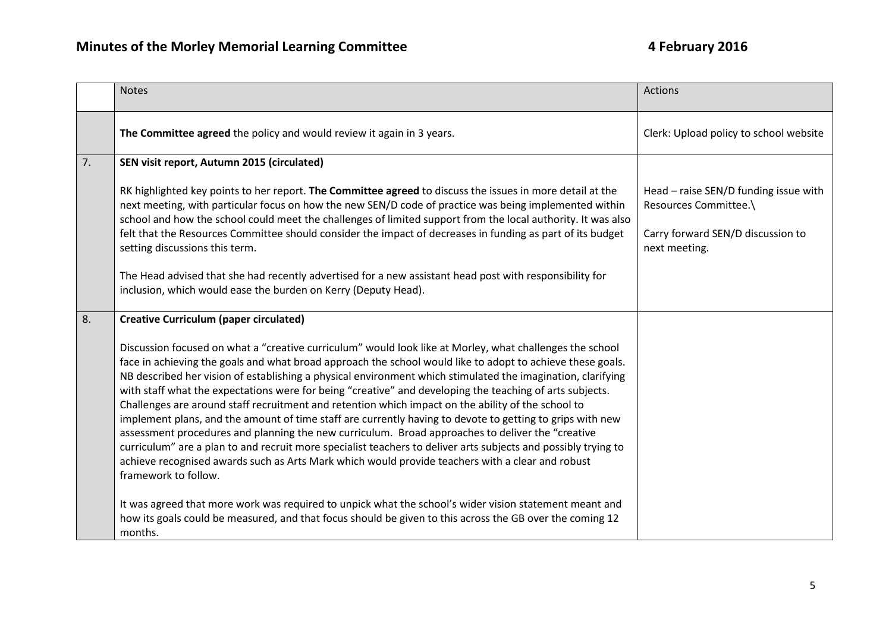## Minutes of the Morley Memorial Learning Committee — 4 February 2016

| | Notes | Actions |
|---|---|---|
| | **The Committee agreed** the policy and would review it again in 3 years. | Clerk: Upload policy to school website |
| 7. | **SEN visit report, Autumn 2015 (circulated)**<br><br>RK highlighted key points to her report. **The Committee agreed** to discuss the issues in more detail at the next meeting, with particular focus on how the new SEN/D code of practice was being implemented within school and how the school could meet the challenges of limited support from the local authority. It was also felt that the Resources Committee should consider the impact of decreases in funding as part of its budget setting discussions this term.<br><br>The Head advised that she had recently advertised for a new assistant head post with responsibility for inclusion, which would ease the burden on Kerry (Deputy Head). | Head – raise SEN/D funding issue with Resources Committee.\<br><br>Carry forward SEN/D discussion to next meeting. |
| 8. | **Creative Curriculum (paper circulated)**<br><br>Discussion focused on what a "creative curriculum" would look like at Morley, what challenges the school face in achieving the goals and what broad approach the school would like to adopt to achieve these goals. NB described her vision of establishing a physical environment which stimulated the imagination, clarifying with staff what the expectations were for being "creative" and developing the teaching of arts subjects. Challenges are around staff recruitment and retention which impact on the ability of the school to implement plans, and the amount of time staff are currently having to devote to getting to grips with new assessment procedures and planning the new curriculum. Broad approaches to deliver the "creative curriculum" are a plan to and recruit more specialist teachers to deliver arts subjects and possibly trying to achieve recognised awards such as Arts Mark which would provide teachers with a clear and robust framework to follow.<br><br>It was agreed that more work was required to unpick what the school's wider vision statement meant and how its goals could be measured, and that focus should be given to this across the GB over the coming 12 months. | |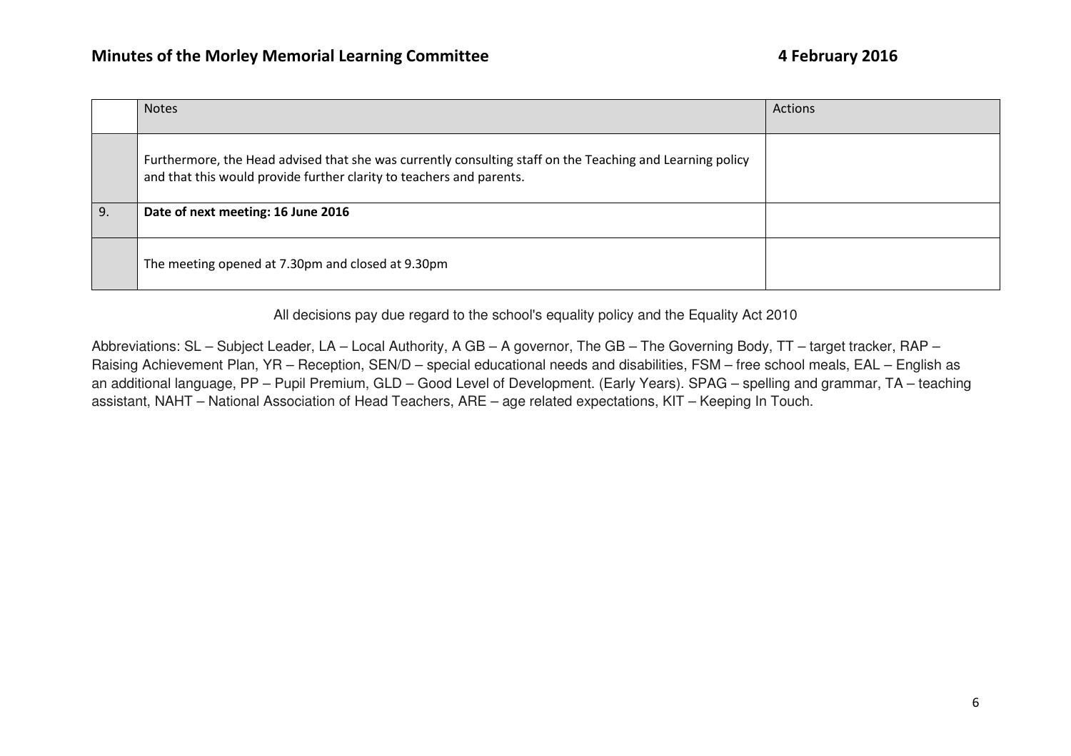| | Notes | Actions |
|---|---|---|
| | Furthermore, the Head advised that she was currently consulting staff on the Teaching and Learning policy and that this would provide further clarity to teachers and parents. | |
| 9. | **Date of next meeting: 16 June 2016** | |
| | The meeting opened at 7.30pm and closed at 9.30pm | |

All decisions pay due regard to the school's equality policy and the Equality Act 2010

Abbreviations: SL – Subject Leader, LA – Local Authority, A GB – A governor, The GB – The Governing Body, TT – target tracker, RAP – Raising Achievement Plan, YR – Reception, SEN/D – special educational needs and disabilities, FSM – free school meals, EAL – English as an additional language, PP – Pupil Premium, GLD – Good Level of Development. (Early Years). SPAG – spelling and grammar, TA – teaching assistant, NAHT – National Association of Head Teachers, ARE – age related expectations, KIT – Keeping In Touch.